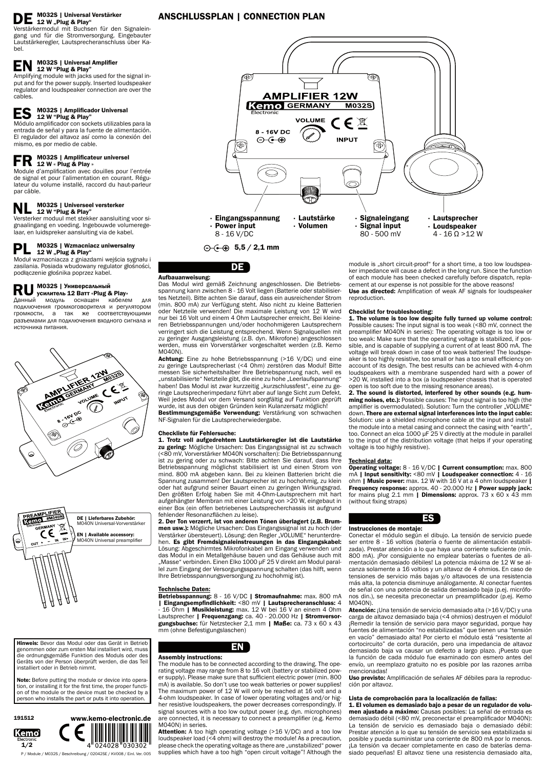# DE M032S | Universal Verstärker 12 W „Plug & Play"

Verstärkermodul mit Buchsen für den Signaleingang und für die Stromversorgung. Eingebauter Lautstärkeregler, Lautsprecheranschluss über Kabel.

# EN M032S | Universal Amplifier 12 W "Plug & Play"

Amplifying module with jacks used for the signal input and for the power supply. Inserted loudspeaker regulator and loudspeaker connection are over the cables.

# ES M032S | Amplificador Universal 12 W "Plug & Play"

Módulo amplificador con sockets utilizables para la entrada de señal y para la fuente de alimentación. El regulador del altavoz así como la conexión del mismo, es por medio de cable.

# FR M032S | Amplificateur universel 12 W « Plug & Play »

Module d'amplification avec douilles pour l'entrée de signal et pour l'alimentation en courant. Régulateur du volume installé, raccord du haut-parleur par câble.

# NL M032S | Universeel versterker 12 W "Plug & Play"

Versterker moduul met stekker aansluiting voor signaalingang en voeding. Ingebouwde volumeregelaar, en luidspreker aansluiting via de kabel.

# PL M032S | Wzmacniacz uniwersalny 12 W „Plug & Play"

Moduł wzmacniacza z gniazdami wejścia sygnału i zasilania. Posiada wbudowany regulator głośności, podłączenie głośnika poprzez kabel.

# RU M032S | Универсальный усилитель 12 Ватт «Plug & Play»

Данный модуль оснащен кабелем для подключения громкоговорителя и регулятором громкости, а так же соответствующими разъемами для подключения входного сигнала и источника питания.

DE | Lieferbares Zubehör: M040N Universal-Vorverstärker

EN | Available accessory: M040N Universal preamplifier

**Hinweis:** Bevor das Modul oder das Gerät in Betrieb genommen oder zum ersten Mal installiert wird, muss die ordnungsgemäße Funktion des Moduls oder des Geräts von der Person überprüft werden, die das Teil installiert oder in Betrieb nimmt.

**Note:** Before putting the module or device into operation, or installing it for the first time, the proper function of the module or the device must be checked by a person who installs the part or puts it into operation.

## ANSCHLUSSPLAN | CONNECTION PLAN

- Eingangsspannung · Power input: 8 - 16 V/DC
- Lautstärke · Volumen
- Signaleingang · Signal input: 80 - 500 mV
- Lautsprecher · Loudspeaker: 4 - 16 Ω >12 W

5,5 / 2,1 mm

## DE

**Aufbauanweisung:**
Das Modul wird gemäß Zeichnung angeschlossen. Die Betriebsspannung kann zwischen 8 - 16 Volt liegen (Batterie oder stabilisiertes Netzteil). Bitte achten Sie darauf, dass ein ausreichender Strom (min. 800 mA) zur Verfügung steht. Also nicht zu kleine Batterien oder Netzteile verwenden! Die maximale Leistung von 12 W wird nur bei 16 Volt und einem 4 Ohm Lautsprecher erreicht. Bei kleineren Betriebsspannungen und/oder hochohmigeren Lautsprechern verringert sich die Leistung entsprechend. Wenn Signalquellen mit zu geringer Ausgangsleistung (z.B. dyn. Mikrofone) angeschlossen werden, muss ein Vorverstärker vorgeschaltet werden (z.B. Kemo M040N).

**Achtung:** Eine zu hohe Betriebsspannung (>16 V/DC) und eine zu geringe Lautsprecherlast (<4 Ohm) zerstören das Modul! Bitte messen Sie sicherheitshalber Ihre Betriebsspannung nach, weil es „unstabilisierte" Netzteile gibt, die eine zu hohe „Leerlaufspannung" haben! Das Modul ist zwar kurzzeitig „kurzschlussfest", eine zu geringe Lautsprecherimpedanz führt aber auf lange Sicht zum Defekt. Weil jedes Modul vor dem Versand sorgfältig auf Funktion geprüft wurde, ist aus den obigen Gründen kein Kulanzersatz möglich!

**Bestimmungsgemäße Verwendung:** Verstärkung von schwachen NF-Signalen für die Lautsprecherwiedergabe.

**Checkliste für Fehlersuche:**

**1. Trotz voll aufgedrehtem Lautstärkeregler ist die Lautstärke zu gering:** Mögliche Ursachen: Das Eingangssignal ist zu schwach (<80 mV, Vorverstärker M040N vorschalten): Die Betriebsspannung ist zu gering oder zu schwach: Bitte achten Sie darauf, dass Ihre Betriebsspannung möglichst stabilisiert ist und einen Strom von mind. 800 mA abgeben kann. Bei zu kleinen Batterien bricht die Spannung zusammen! Der Lautsprecher ist zu hochohmig, zu klein oder hat aufgrund seiner Bauart einen zu geringen Wirkungsgrad. Den größten Erfolg haben Sie mit 4-Ohm-Lautsprechern mit hart aufgehängter Membran mit einer Leistung von >20 W, eingebaut in einer Box (ein offen betriebenes Lautsprecherchassis ist aufgrund fehlender Resonanzflächen zu leise).

**2. Der Ton verzerrt, ist von anderen Tönen überlagert (z.B. Brummen usw.):** Mögliche Ursachen: Das Eingangssignal ist zu hoch (der Verstärker übersteuert). Lösung: den Regler „VOLUME" herunterdrehen. **Es gibt Fremdsignaleinstreuungen in das Eingangskabel:** Lösung: Abgeschirmtes Mikrofonkabel am Eingang verwenden und das Modul in ein Metallgehäuse bauen und das Gehäuse auch mit „Masse" verbinden. Einen Elko 1000 µF 25 V direkt am Modul parallel zum Eingang der Versorgungsspannung schalten (das hilft, wenn Ihre Betriebsspannungsversorgung zu hochohmig ist).

**Technische Daten:**
**Betriebsspannung:** 8 - 16 V/DC **| Stromaufnahme:** max. 800 mA **| Eingangsempfindlichkeit:** <80 mV **| Lautsprecheranschluss:** 4 - 16 Ohm **| Musikleistung:** max. 12 W bei 16 V an einem 4 Ohm Lautsprecher **| Frequenzgang:** ca. 40 - 20.000 Hz **| Stromversorgungsbuchse:** für Netzstecker 2,1 mm **| Maße:** ca. 73 x 60 x 43 mm (ohne Befestigungslaschen)

## EN

**Assembly instructions:**
The module has to be connected according to the drawing. The operating voltage may range from 8 to 16 volt (battery or stabilized power supply). Please make sure that sufficient electric power (min. 800 mA) is available. So don't use too weak batteries or power supplies! The maximum power of 12 W will only be reached at 16 volt and a 4-ohm loudspeaker. In case of lower operating voltages and/or higher resistive loudspeakers, the power decreases correspondingly. If signal sources with a too low output power (e.g. dyn. microphones) are connected, it is necessary to connect a preamplifier (e.g. Kemo M040N) in series.

**Attention:** A too high operating voltage (>16 V/DC) and a too low loudspeaker load (<4 ohm) will destroy the module! As a precaution, please check the operating voltage as there are „unstabilized" power supplies which have a too high "open circuit voltage"! Although the module is „short circuit-proof" for a short time, a too low loudspeaker impedance will cause a defect in the long run. Since the function of each module has been checked carefully before dispatch, replacement at our expense is not possible for the above reasons!

**Use as directed:** Amplification of weak AF signals for loudspeaker reproduction.

**Checklist for troubleshooting:**

**1. The volume is too low despite fully turned up volume control:** Possible causes: The input signal is too weak (<80 mV, connect the preamplifier M040N in series): The operating voltage is too low or too weak: Make sure that the operating voltage is stabilized, if possible, and is capable of supplying a current of at least 800 mA. The voltage will break down in case of too weak batteries! The loudspeaker is too highly resistive, too small or has a too small efficiency on account of its design. The best results can be achieved with 4-ohm loudspeakers with a membrane suspended hard with a power of >20 W, installed into a box (a loudspeaker chassis that is operated open is too soft due to the missing resonance areas).

**2. The sound is distorted, interfered by other sounds (e.g. humming noises, etc.):** Possible causes: The input signal is too high (the amplifier is overmodulated). Solution: Turn the controller „VOLUME" down. **There are external signal interferences into the input cable:** Solution: use a shielded microphone cable at the input and install the module into a metal casing and connect the casing with "earth", too. Connect an elca 1000 µF 25 V directly at the module in parallel to the input of the distribution voltage (that helps if your operating voltage is too highly resistive).

**Technical data:**
**Operating voltage:** 8 - 16 V/DC **| Current consumption:** max. 800 mA **| Input sensitivity:** <80 mV **| Loudspeaker connection:** 4 - 16 ohm **| Music power:** max. 12 W with 16 V at a 4 ohm loudspeaker **| Frequency response:** approx. 40 - 20.000 Hz **| Power supply jack:** for mains plug 2.1 mm **| Dimensions:** approx. 73 x 60 x 43 mm (without fixing straps)

## ES

**Instrucciones de montaje:**
Conectar el módulo según el dibujo. La tensión de servicio puede ser entre 8 - 16 voltios (batería o fuente de alimentación estabilizada). Prestar atención a lo que haya una corriente suficiente (mín. 800 mA). ¡Por consiguiente no emplear baterías o fuentes de alimentación demasiado débiles! La potencia máxima de 12 W se alcanza solamente a 16 voltios y un altavoz de 4 ohmios. En caso de tensiones de servicio más bajas y/o altavoces de una resistencia más alta, la potencia disminuye análogamente. Al conectar fuentes de señal con una potencia de salida demasiado baja (p.ej. micrófonos din.), se necesita preconectar un preamplificador (p.ej. Kemo M040N).

**Atención:** ¡Una tensión de servicio demasiado alta (>16 V/DC) y una carga de altavoz demasiado baja (<4 ohmios) destruyen el módulo! ¡Remedir la tensión de servicio para mayor seguridad, porque hay fuentes de alimentación "no estabilizadas" que tienen una "tensión en vacío" demasiado alta! Por cierto el módulo está "resistente al cortocircuito" de corta duración, pero una impedancia de altavoz demasiado baja va causar un defecto a largo plazo. ¡Puesto que la función de cada módulo fue examinado con esmero antes del envío, un reemplazo gratuito no es posible por las razones arriba mencionadas!

**Uso previsto:** Amplificación de señales AF débiles para la reproducción por altavoz.

**Lista de comprobación para la localización de fallas:**

**1. El volumen es demasiado bajo a pesar de un regulador de volumen ajustado a máximo:** Causas posibles: La señal de entrada es demasiado débil (<80 mV, preconectar el preamplificador M040N): La tensión de servicio es demasiado baja o demasiado débil: Prestar atención a lo que su tensión de servicio sea estabilizada si posible y pueda suministrar una corriente de 800 mA por lo menos. ¡La tensión va decaer completamente en caso de baterías demasiado pequeñas! El altavoz tiene una resistencia demasiado alta,

191512 www.kemo-electronic.de

P / Module / M032S / Beschreibung / 02042SE / KV008 / Einl. Ver. 005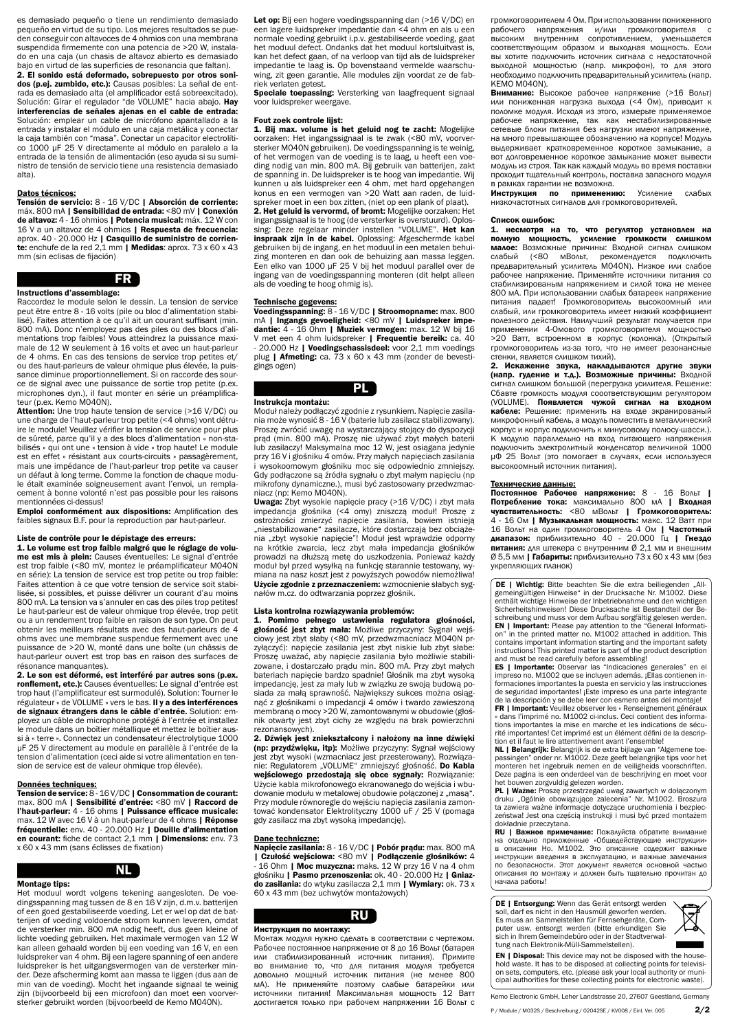es demasiado pequeño o tiene un rendimiento demasiado pequeño en virtud de su tipo. Los mejores resultados se pueden conseguir con altavoces de 4 ohmios con una membrana suspendida firmemente con una potencia de >20 W, instalado en una caja (un chasis de altavoz abierto es demasiado bajo en virtud de las superficies de resonancia que faltan).

**2. El sonido está deformado, sobrepuesto por otros sonidos (p.ej. zumbido, etc.):** Causas posibles: La señal de entrada es demasiado alta (el amplificador está sobreexcitado). Solución: Girar el regulador "de VOLUME" hacia abajo. **Hay interferencias de señales ajenas en el cable de entrada:** Solución: emplear un cable de micrófono apantallado a la entrada y instalar el módulo en una caja metálica y conectar la caja también con "masa". Conectar un capacitor electrolítico 1000 µF 25 V directamente al módulo en paralelo a la entrada de la tensión de alimentación (eso ayuda si su suministro de tensión de servicio tiene una resistencia demasiado alta).

**Datos técnicos:**
**Tensión de servicio:** 8 - 16 V/DC **| Absorción de corriente:** máx. 800 mA **| Sensibilidad de entrada:** <80 mV **| Conexión de altavoz:** 4 - 16 ohmios **| Potencia musical:** máx. 12 W con 16 V a un altavoz de 4 ohmios **| Respuesta de frecuencia:** aprox. 40 - 20.000 Hz **| Casquillo de suministro de corriente:** enchufe de la red 2,1 mm **| Medidas**: aprox. 73 x 60 x 43 mm (sin eclisas de fijación)

## FR

**Instructions d'assemblage:**
Raccordez le module selon le dessin. La tension de service peut être entre 8 - 16 volts (pile ou bloc d'alimentation stabilisé). Faites attention à ce qu'il ait un courant suffisant (min. 800 mA). Donc n'employez pas des piles ou des blocs d'alimentations trop faibles! Vous atteindrez la puissance maximale de 12 W seulement à 16 volts et avec un haut-parleur de 4 ohms. En cas des tensions de service trop petites et/ou des haut-parleurs de valeur ohmique plus élevée, la puissance diminue proportionnellement. Si on raccorde des sources de signal avec une puissance de sortie trop petite (p.ex. microphones dyn.), il faut monter en série un préamplificateur (p.ex. Kemo M040N).

**Attention:** Une trop haute tension de service (>16 V/DC) ou une charge de l'haut-parleur trop petite (<4 ohms) vont détruire le module! Veuillez vérifier la tension de service pour plus de sûreté, parce qu'il y a des blocs d'alimentation « non-stabilisés » qui ont une « tension à vide » trop haute! Le module est en effet « résistant aux courts-circuits » passagèrement, mais une impédance de l'haut-parleur trop petite va causer un défaut à long terme. Comme la fonction de chaque module était examinée soigneusement avant l'envoi, un remplacement à bonne volonté n'est pas possible pour les raisons mentionnées ci-dessus!

**Emploi conformément aux dispositions:** Amplification des faibles signaux B.F. pour la reproduction par haut-parleur.

**Liste de contrôle pour le dépistage des erreurs:**
**1. Le volume est trop faible malgré que le réglage de volume est mis à plein:** Causes éventuelles: Le signal d'entrée est trop faible (<80 mV, montez le préamplificateur M040N en série): La tension de service est trop petite ou trop faible: Faites attention à ce que votre tension de service soit stabilisée, si possibles, et puisse délivrer un courant d'au moins 800 mA. La tension va s'annuler en cas des piles trop petites! Le haut-parleur est de valeur ohmique trop élevée, trop petit ou a un rendement trop faible en raison de son type. On peut obtenir les meilleurs résultats avec des haut-parleurs de 4 ohms avec une membrane suspendue fermement avec une puissance de >20 W, monté dans une boîte (un châssis de haut-parleur ouvert est trop bas en raison des surfaces de résonance manquantes).

**2. Le son est déformé, est interféré par autres sons (p.ex. ronflement, etc.):** Causes éventuelles: Le signal d'entrée est trop haut (l'amplificateur est surmodulé). Solution: Tourner le régulateur « de VOLUME » vers le bas. **Il y a des interférences de signaux étrangers dans le câble d'entrée.** Solution: employez un câble de microphone protégé à l'entrée et installez le module dans un boîtier métallique et mettez le boîtier aussi à « terre ». Connectez un condensateur électrolytique 1000 µF 25 V directement au module en parallèle à l'entrée de la tension d'alimentation (ceci aide si votre alimentation en tension de service est de valeur ohmique trop élevée).

**Données techniques:**
**Tension de service:** 8 - 16 V/DC **| Consommation de courant:** max. 800 mA **| Sensibilité d'entrée:** <80 mV **| Raccord de l'haut-parleur:** 4 - 16 ohms **| Puissance efficace musicale:** max. 12 W avec 16 V à un haut-parleur de 4 ohms **| Réponse fréquentielle:** env. 40 - 20.000 Hz **| Douille d'alimentation en courant:** fiche de contact 2,1 mm **| Dimensions:** env. 73 x 60 x 43 mm (sans éclisses de fixation)

## NL

**Montage tips:**
Het module wordt volgens tekening aangesloten. De voedingsspanning mag tussen de 8 en 16 V zijn, d.m.v. batterijen of een goed gestabiliseerde voeding. Let er wel op dat de batterijen of voeding voldoende stroom kunnen leveren, omdat de versterker min. 800 mA nodig heeft, dus geen kleine of lichte voeding gebruiken. Het maximale vermogen van 12 W kan alleen gehaald worden bij een voeding van 16 V, en een luidspreker van 4 ohm. Bij een lagere spanning of een andere luidspreker is het uitgangsvermogen van de versterker minder. Deze afscherming komt aan massa te liggen (dus aan de min van de voeding). Mocht het ingaande signaal te weinig zijn (bijvoorbeeld bij een microfoon) dan moet een voorversterker gebruikt worden (bijvoorbeeld de Kemo M040N).

**Let op:** Bij een hogere voedingsspanning dan (>16 V/DC) en een lagere luidspreker impedantie dan <4 ohm en als u een normale voeding gebruikt i.p.v. gestabiliseerde voeding, gaat het moduul defect. Ondanks dat het moduul kortsluitvast is, kan het defect gaan, of na verloop van tijd als de luidspreker impedantie te laag is. Op bovenstaand vermelde waarschuwing, zit geen garantie. Alle modules zijn voordat ze de fabriek verlaten getest.

**Speciale toepassing:** Versterking van laagfrequent signaal voor luidspreker weergave.

**Fout zoek controle lijst:**
**1. Bij max. volume is het geluid nog te zacht:** Mogelijke oorzaken: Het ingangssignaal is te zwak (<80 mV, voorversterker M040N gebruiken). De voedingsspanning is te weinig, of het vermogen van de voeding is te laag, u heeft een voeding nodig van min. 800 mA. Bij gebruik van batterijen, zakt de spanning in. De luidspreker is te hoog van impedantie. Wij kunnen u als luidspreker een 4 ohm, met hard opgehangen konus en een vermogen van >20 Watt aan raden, de luidspreker moet in een box zitten, (niet op een plank of plaat).

**2. Het geluid is vervormd, of bromt:** Mogelijke oorzaken: Het ingangssignaal is te hoog (de versterker is overstuurd). Oplossing: Deze regelaar minder instellen "VOLUME". **Het kan inspraak zijn in de kabel.** Oplossing: Afgeschermde kabel gebruiken bij de ingang, en het moduul in een metalen behuizing monteren en dan ook de behuizing aan massa leggen. Een elko van 1000 µF 25 V bij het moduul parallel over de ingang van de voedingsspanning monteren (dit helpt alleen als de voeding te hoog ohmig is).

**Technische gegevens:**
**Voedingsspanning:** 8 - 16 V/DC **| Stroomopname:** max. 800 mA **| Ingangs gevoeligheid:** <80 mV **| Luidspreker impedantie:** 4 - 16 Ohm **| Muziek vermogen:** max. 12 W bij 16 V met een 4 ohm luidspreker **| Frequentie bereik:** ca. 40 - 20.000 Hz **| Voedingschassisdeel:** voor 2,1 mm voedings plug **| Afmeting:** ca. 73 x 60 x 43 mm (zonder de bevestigings ogen)

## PL

**Instrukcja montażu:**
Moduł należy podłączyć zgodnie z rysunkiem. Napięcie zasilania może wynosić 8 - 16 V (baterie lub zasilacz stabilizowany). Proszę zwrócić uwagę na wystarczający stojący do dyspozycji prąd (min. 800 mA). Proszę nie używać zbyt małych baterii lub zasilaczy! Maksymalna moc 12 W, jest osiągana jedynie przy 16 V i głośniku 4 omów. Przy małych napięciach zasilania i wysokoomowym głośniku moc się odpowiednio zmniejszy. Gdy podłączone są źródła sygnału o zbyt małym napięciu (np mikrofony dynamiczne.), musi być zastosowany przedwzmacniacz (np: Kemo M040N).

**Uwaga:** Zbyt wysokie napięcie pracy (>16 V/DC) i zbyt mała impedancja głośnika (<4 omy) zniszczą moduł! Proszę z ostrożności zmierzyć napięcie zasilania, bowiem istnieją „niestabilizowane" zasilacze, które dostarczają bez obciążenia „zbyt wysokie napięcie"! Moduł jest wprawdzie odporny na krótkie zwarcia, lecz zbyt mała impedancja głośników prowadzi na dłuższą metę do uszkodzenia. Ponieważ każdy moduł był przed wysyłką na funkcję starannie testowany, wymiana na nasz koszt jest z powyższych powodów niemożliwa!

**Użycie zgodnie z przeznaczeniem:** wzmocnienie słabych sygnałów m.cz. do odtwarzania poprzez głośnik.

**Lista kontrolna rozwiązywania problemów:**
**1. Pomimo pełnego ustawienia regulatora głośności, głośność jest zbyt mała:** Możliwe przyczyny: Sygnał wejściowy jest zbyt słaby (<80 mV, przedwzmacniacz M040N przyłączyć): napięcie zasilania jest zbyt niskie lub zbyt słabe: Proszę uważać, aby napięcie zasilania było możliwie stabilizowane, i dostarczało prądu min. 800 mA. Przy zbyt małych bateriach napięcie bardzo spadnie! Głośnik ma zbyt wysoką impedancję, jest za mały lub w związku ze swoją budową posiada za małą sprawność. Największy sukces można osiągnąć z głośnikami o impedancji 4 omów i twardo zawieszoną membraną o mocy >20 W, zamontowanymi w obudowie (głośnik otwarty jest zbyt cichy ze względu na brak powierzchni rezonansowych).

**2. Dźwięk jest zniekształcony i nałożony na inne dźwięki (np: przydźwięku, itp):** Możliwe przyczyny: Sygnał wejściowy jest zbyt wysoki (wzmacniacz jest przesterowany). Rozwiązanie: Regulatorem „VOLUME" zmniejszyć głośność. **Do Kabla wejściowego przedostają się obce sygnały:** Rozwiązanie: Użycie kabla mikrofonowego ekranowanego do wejścia i wbudowanie modułu w metalowej obudowie połączonej z „masą". Przy module równolegle do wejściu napięcia zasilania zamontować kondensator Elektrolityczny 1000 uF / 25 V (pomaga gdy zasilacz ma zbyt wysoką impedancję).

**Dane techniczne:**
**Napięcie zasilania:** 8 - 16 V/DC **| Pobór prądu:** max. 800 mA **| Czułość wejściowa:** <80 mV **| Podłączenie głośników:** 4 - 16 Ohm **| Moc muzyczna:** maks. 12 W przy 16 V na 4 ohm głośniku **| Pasmo przenoszenia:** ok. 40 - 20.000 Hz **| Gniazdo zasilania:** do wtyku zasilacza 2,1 mm **| Wymiary:** ok. 73 x 60 x 43 mm (bez uchwytów montażowych)

## RU

**Инструкция по монтажу:**
Монтаж модуля нужно сделать в соответствии с чертежом. Рабочее постоянное напряжение от 8 до 16 Вольт (батарея или стабилизированный источник питания). Примите во внимание то, что для питания модуля требуется довольно мощный источник питания (не менее 800 мА). Не применяйте поэтому слабые батарейки или источники питания! Максимальная мощность 12 Ватт достигается только при рабочем напряжении 16 Вольт с громкоговорителем 4 Ом. При использовании пониженного рабочего напряжения и/или громкоговорителя с высоким внутренним сопротивлением, уменьшается соответствующим образом и выходная мощность. Если вы хотите подключить источник сигнала с недостаточной выходной мощностью (напр. микрофон), то для этого необходимо подключить предварительный усилитель (напр. KEMO M040N).

**Внимание:** Высокое рабочее напряжение (>16 Вольт) или пониженная нагрузка выхода (<4 Ом), приводит к поломке модуля. Исходя из этого, измерьте применяемое рабочее напряжение, так как нестабилизированные сетевые блоки питания без нагрузки имеют напряжение, на много превышающее обозначению на корпусе! Модуль выдерживает кратковременное короткое замыкание, а вот долговременное короткое замыкание может вывести модуль из строя. Так как каждый модуль во время поставки проходит тщательный контроль, поставка запасного модуля в рамках гарантии не возможна.

**Инструкция по применению:** Усиление слабых низкочастотных сигналов для громкоговорителей.

**Список ошибок:**
**1. несмотря на то, что регулятор установлен на полную мощность, усиление громкости слишком малое:** Возможные причины: Входной сигнал слишком слабый (<80 мВольт, рекомендуется подключить предварительный усилитель M040N). Низкое или слабое рабочее напряжение. Применяйте источники питания со стабилизированым напряжением и силой тока не менее 800 мА. При использовании слабых батареек напряжение питания падает! Громкоговоритель высокоомный или слабый, или громкоговоритель имеет низкий коэффициент полезного действия. Наилучший результат получается при применении 4-Омового громкоговорителя мощностью >20 Ватт, встроенном в корпус (колонка). (Открытый громкоговоритель из-за того, что не имеет резонансные стенки, является слишком тихий).

**2. Искажение звука, накладываются другие звуки (напр. гудение и т.д.). Возможные причины:** Входной сигнал слишком большой (перегрузка усилителя. Решение: Сбавте громкость модуля соответствующим регулятором (VOLUME). **Появляется чужой сигнал на входном кабеле:** Решение: применить на входе экранированный микрофонный кабель, а модуль поместить в металлический корпус и корпус подключить к минусовому полюсу-шасси.). К модулю параллельно на вход питающего напряжения подключить электролитный конденсатор величиной 1000 µФ 25 Вольт (это помогает в случаях, если используется высокоомный источник питания).

**Технические данные:**
**Постоянное Рабочее напряжение:** 8 - 16 Вольт **| Потребление тока:** максимально 800 мА **| Входная чувствительность:** <80 мВольт **| Громкоговоритель:** 4 - 16 Ом **| Музыкальная мощность:** макс. 12 Ватт при 16 Вольт на один громкоговоритель 4 Ом **| Частотный диапазон:** приблизительно 40 - 20.000 Гц **| Гнездо питания:** для штекера с внутренним Ø 2,1 мм и внешним Ø 5,5 мм **| Габариты:** приблизительно 73 x 60 x 43 мм (без укрепляющих планок)

**DE | Wichtig:** Bitte beachten Sie die extra beiliegenden „Allgemeingültigen Hinweise" in der Drucksache Nr. M1002. Diese enthält wichtige Hinweise der Inbetriebnahme und den wichtigen Sicherheitshinweisen! Diese Drucksache ist Bestandteil der Beschreibung und muss vor dem Aufbau sorgfältig gelesen werden.
**EN | Important:** Please pay attention to the "General Information" in the printed matter no. M1002 attached in addition. This contains important information starting and the important safety instructions! This printed matter is part of the product description and must be read carefully before assembling!
**ES | Importante:** Observar las "Indicaciones generales" en el impreso no. M1002 que se incluyen además. ¡Ellas contienen informaciones importantes la puesta en servicio y las instrucciones de seguridad importantes! ¡Este impreso es una parte integrante de la descripción y se debe leer con esmero antes del montaje!
**FR | Important:** Veuillez observer les « Renseignement généraux » dans l'imprimé no. M1002 ci-inclus. Ceci contient des informations importantes la mise en marche et les indications de sécurité importantes! Cet imprimé est un élément défini de la description et il faut le lire attentivement avant l'ensemble!
**NL | Belangrijk:** Belangrijk is de extra bijlage van "Algemene toepassingen" onder nr. M1002. Deze geeft belangrijke tips voor het monteren het ingebruik nemen en de veiligheids voorschriften. Deze pagina is een onderdeel van de beschrijving en moet voor het bouwen zorgvuldig gelezen worden.
**PL | Ważne:** Proszę przestrzegać uwag zawartych w dołączonym druku „Ogólnie obowiązujące zalecenia" Nr. M1002. Broszura ta zawiera ważne informacje dotyczące uruchomienia i bezpieczeństwa! Jest ona częścią instrukcji i musi być przed montażem dokładnie przeczytana.
**RU | Важное примечание:** Пожалуйста обратите внимание на отдельно приложенные «Общедействующие инструкции» в описании Но. M1002. Это описание содержит важные инструкции введения в эксплуатацию, и важные замечания по безопасности. Этот документ является основной частью описания по монтажу и должен быть тщательно прочитан до начала работы!

**DE | Entsorgung:** Wenn das Gerät entsorgt werden soll, darf es nicht in den Hausmüll geworfen werden. Es muss an Sammelstellen für Fernsehgeräte, Computer usw. entsorgt werden (bitte erkundigen Sie sich in Ihrem Gemeindebüro oder in der Stadtverwaltung nach Elektronik-Müll-Sammelstellen).
**EN | Disposal:** This device may not be disposed with the household waste. It has to be disposed at collecting points for television sets, computers, etc. (please ask your local authority or municipal authorities for these collecting points for electronic waste).

Kemo Electronic GmbH, Leher Landstrasse 20, 27607 Geestland, Germany

P / Module / M032S / Beschreibung / 02042SE / KV008 / Einl. Ver. 005